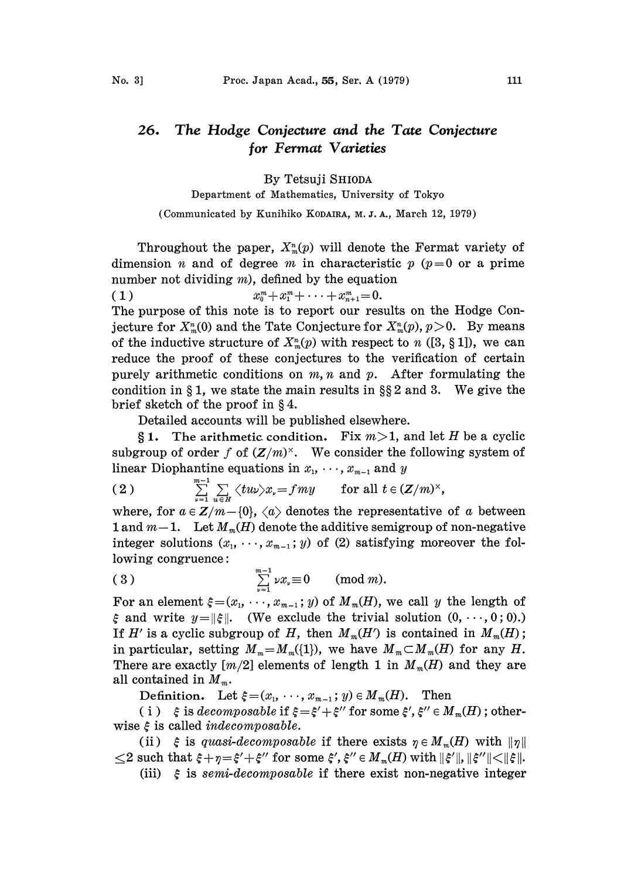# 26. The Hodge Conjecture and the Tate Conjecture for Fermat Varieties

By Tetsuji SHIODA

Department of Mathematics, University of Tokyo

(Communicated by Kunihiko KODAIRA, M. J. A., March 12, 1979)

Throughout the paper, $X_m^n(p)$ will denote the Fermat variety of dimension $n$ and of degree $m$ in characteristic $p$ ($p=0$ or a prime number not dividing $m$), defined by the equation

$$(1) \qquad x_0^m + x_1^m + \cdots + x_{n+1}^m = 0.$$

The purpose of this note is to report our results on the Hodge Conjecture for $X_m^n(0)$ and the Tate Conjecture for $X_m^n(p)$, $p>0$. By means of the inductive structure of $X_m^n(p)$ with respect to $n$ ([3, § 1]), we can reduce the proof of these conjectures to the verification of certain purely arithmetic conditions on $m, n$ and $p$. After formulating the condition in § 1, we state the main results in §§ 2 and 3. We give the brief sketch of the proof in § 4.

Detailed accounts will be published elsewhere.

**§ 1. The arithmetic condition.** Fix $m>1$, and let $H$ be a cyclic subgroup of order $f$ of $(\boldsymbol{Z}/m)^\times$. We consider the following system of linear Diophantine equations in $x_1, \cdots, x_{m-1}$ and $y$

$$(2) \qquad \sum_{\nu=1}^{m-1} \sum_{u \in H} \langle tu\nu \rangle x_\nu = fmy \qquad \text{for all } t \in (\boldsymbol{Z}/m)^\times,$$

where, for $a \in \boldsymbol{Z}/m - \{0\}$, $\langle a \rangle$ denotes the representative of $a$ between 1 and $m-1$. Let $M_m(H)$ denote the additive semigroup of non-negative integer solutions $(x_1, \cdots, x_{m-1}; y)$ of (2) satisfying moreover the following congruence:

$$(3) \qquad \sum_{\nu=1}^{m-1} \nu x_\nu \equiv 0 \qquad (\text{mod } m).$$

For an element $\xi = (x_1, \cdots, x_{m-1}; y)$ of $M_m(H)$, we call $y$ the length of $\xi$ and write $y = \|\xi\|$. (We exclude the trivial solution $(0, \cdots, 0; 0)$.) If $H'$ is a cyclic subgroup of $H$, then $M_m(H')$ is contained in $M_m(H)$; in particular, setting $M_m = M_m(\{1\})$, we have $M_m \subset M_m(H)$ for any $H$. There are exactly $[m/2]$ elements of length 1 in $M_m(H)$ and they are all contained in $M_m$.

**Definition.** Let $\xi = (x_1, \cdots, x_{m-1}; y) \in M_m(H)$. Then

(i) $\xi$ is *decomposable* if $\xi = \xi' + \xi''$ for some $\xi', \xi'' \in M_m(H)$; otherwise $\xi$ is called *indecomposable*.

(ii) $\xi$ is *quasi-decomposable* if there exists $\eta \in M_m(H)$ with $\|\eta\| \le 2$ such that $\xi + \eta = \xi' + \xi''$ for some $\xi', \xi'' \in M_m(H)$ with $\|\xi'\|, \|\xi''\| < \|\xi\|$.

(iii) $\xi$ is *semi-decomposable* if there exist non-negative integer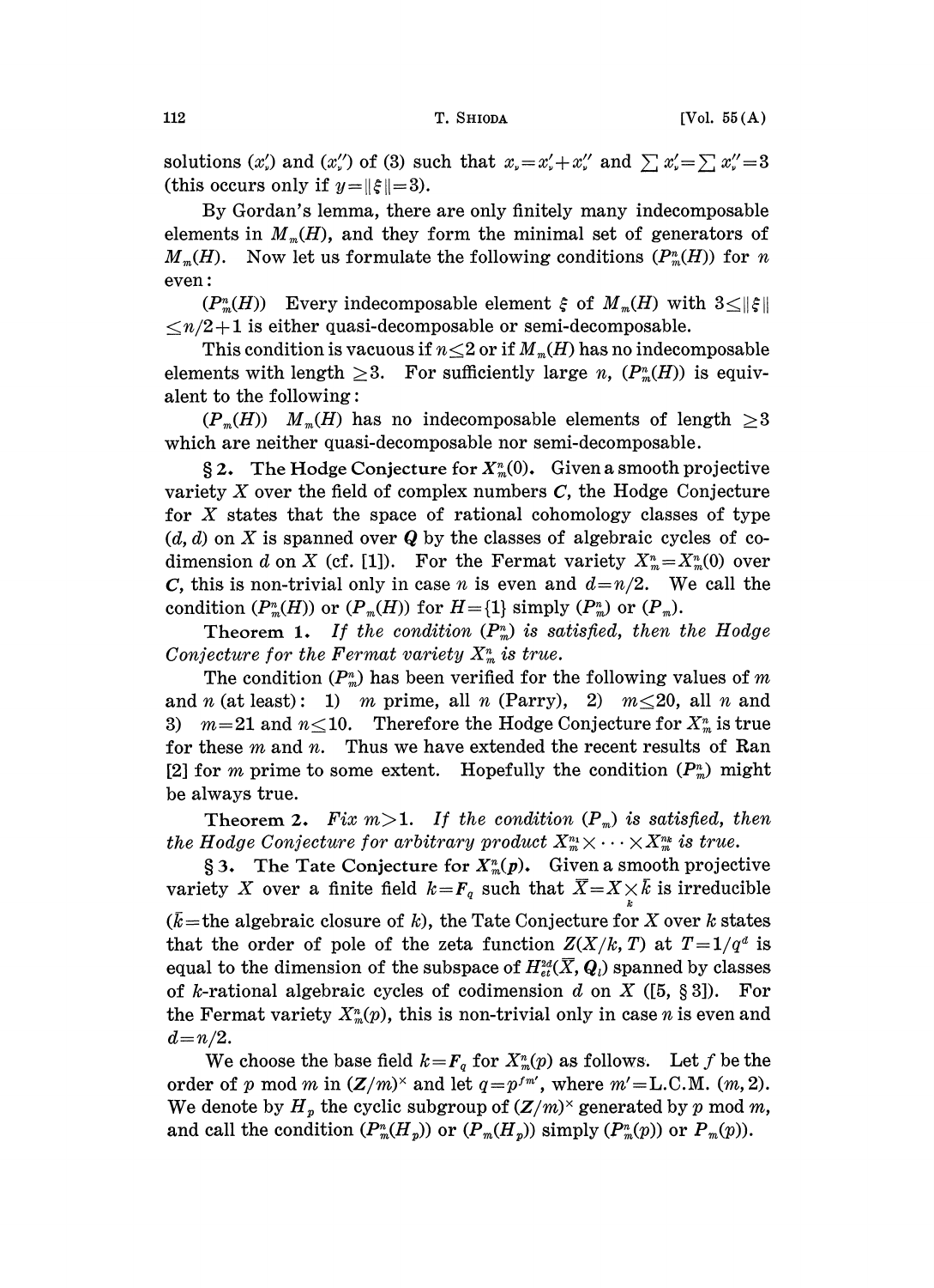solutions $(x'_\nu)$ and $(x''_\nu)$ of (3) such that $x_\nu = x'_\nu + x''_\nu$ and $\sum x'_\nu = \sum x''_\nu = 3$ (this occurs only if $y = \|\xi\| = 3$).

By Gordan's lemma, there are only finitely many indecomposable elements in $M_m(H)$, and they form the minimal set of generators of $M_m(H)$. Now let us formulate the following conditions $(P^n_m(H))$ for $n$ even:

$(P^n_m(H))$ Every indecomposable element $\xi$ of $M_m(H)$ with $3 \le \|\xi\| \le n/2+1$ is either quasi-decomposable or semi-decomposable.

This condition is vacuous if $n \le 2$ or if $M_m(H)$ has no indecomposable elements with length $\ge 3$. For sufficiently large $n$, $(P^n_m(H))$ is equivalent to the following:

$(P_m(H))$ $M_m(H)$ has no indecomposable elements of length $\ge 3$ which are neither quasi-decomposable nor semi-decomposable.

**§ 2. The Hodge Conjecture for $X^n_m(0)$.** Given a smooth projective variety $X$ over the field of complex numbers $\boldsymbol{C}$, the Hodge Conjecture for $X$ states that the space of rational cohomology classes of type $(d, d)$ on $X$ is spanned over $\boldsymbol{Q}$ by the classes of algebraic cycles of codimension $d$ on $X$ (cf. [1]). For the Fermat variety $X^n_m = X^n_m(0)$ over $\boldsymbol{C}$, this is non-trivial only in case $n$ is even and $d = n/2$. We call the condition $(P^n_m(H))$ or $(P_m(H))$ for $H = \{1\}$ simply $(P^n_m)$ or $(P_m)$.

**Theorem 1.** *If the condition $(P^n_m)$ is satisfied, then the Hodge Conjecture for the Fermat variety $X^n_m$ is true.*

The condition $(P^n_m)$ has been verified for the following values of $m$ and $n$ (at least): 1) $m$ prime, all $n$ (Parry), 2) $m \le 20$, all $n$ and 3) $m = 21$ and $n \le 10$. Therefore the Hodge Conjecture for $X^n_m$ is true for these $m$ and $n$. Thus we have extended the recent results of Ran [2] for $m$ prime to some extent. Hopefully the condition $(P^n_m)$ might be always true.

**Theorem 2.** *Fix $m > 1$. If the condition $(P_m)$ is satisfied, then the Hodge Conjecture for arbitrary product $X^{n_1}_m \times \cdots \times X^{n_k}_m$ is true.*

**§ 3. The Tate Conjecture for $X^n_m(p)$.** Given a smooth projective variety $X$ over a finite field $k = \boldsymbol{F}_q$ such that $\bar{X} = X \times_k \bar{k}$ is irreducible ($\bar{k}$ = the algebraic closure of $k$), the Tate Conjecture for $X$ over $k$ states that the order of pole of the zeta function $Z(X/k, T)$ at $T = 1/q^d$ is equal to the dimension of the subspace of $H^{2d}_{et}(\bar{X}, \boldsymbol{Q}_l)$ spanned by classes of $k$-rational algebraic cycles of codimension $d$ on $X$ ([5, § 3]). For the Fermat variety $X^n_m(p)$, this is non-trivial only in case $n$ is even and $d = n/2$.

We choose the base field $k = \boldsymbol{F}_q$ for $X^n_m(p)$ as follows. Let $f$ be the order of $p$ mod $m$ in $(\boldsymbol{Z}/m)^\times$ and let $q = p^{fm'}$, where $m'$ = L.C.M. $(m, 2)$. We denote by $H_p$ the cyclic subgroup of $(\boldsymbol{Z}/m)^\times$ generated by $p$ mod $m$, and call the condition $(P^n_m(H_p))$ or $(P_m(H_p))$ simply $(P^n_m(p))$ or $P_m(p))$.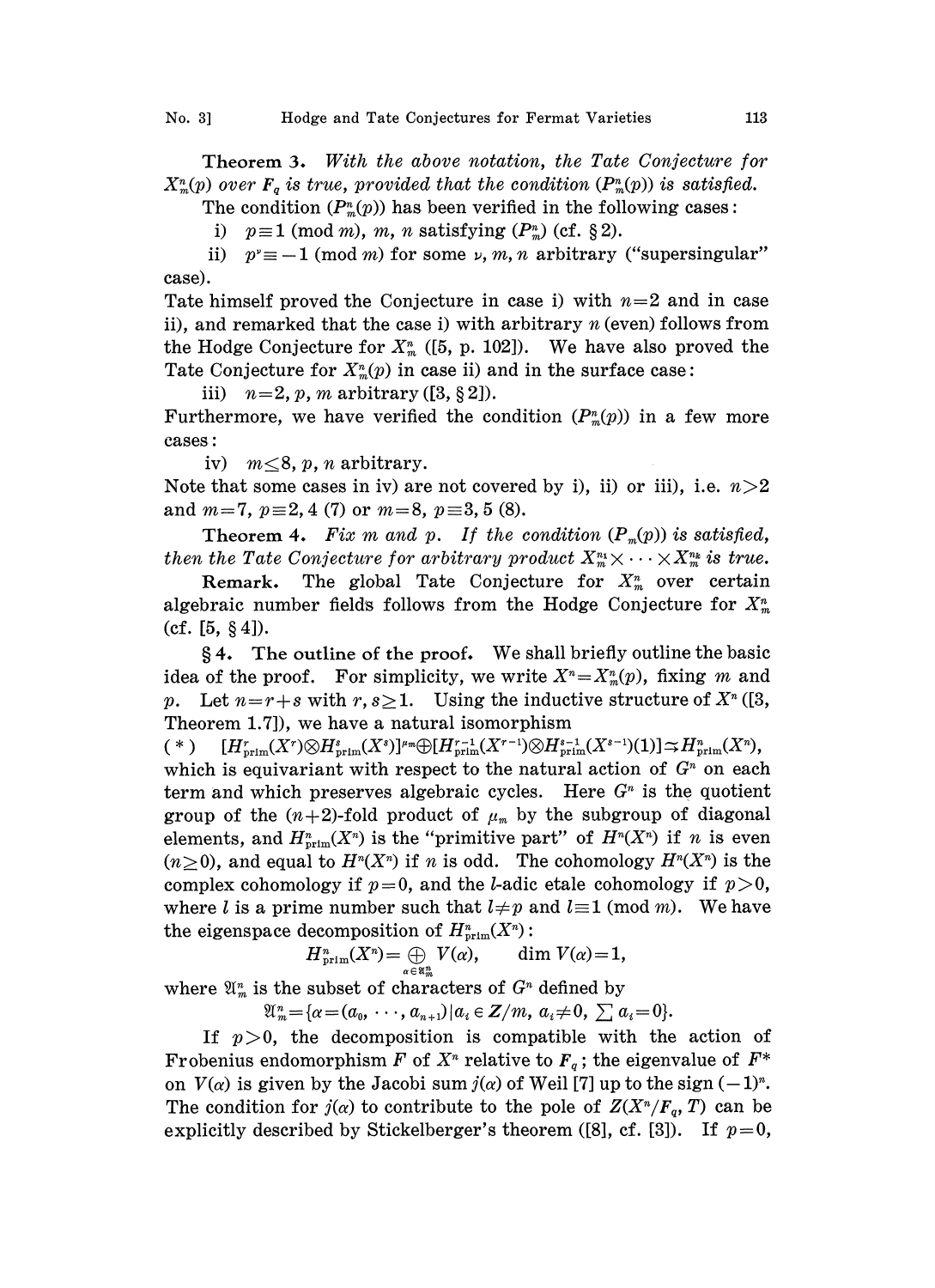**Theorem 3.** *With the above notation, the Tate Conjecture for* $X_m^n(p)$ *over* $F_q$ *is true, provided that the condition* $(P_m^n(p))$ *is satisfied.*

The condition $(P_m^n(p))$ has been verified in the following cases:

i) $p \equiv 1 \pmod m$, $m$, $n$ satisfying $(P_m^n)$ (cf. § 2).

ii) $p^\nu \equiv -1 \pmod m$ for some $\nu$, $m$, $n$ arbitrary ("supersingular" case).

Tate himself proved the Conjecture in case i) with $n=2$ and in case ii), and remarked that the case i) with arbitrary $n$ (even) follows from the Hodge Conjecture for $X_m^n$ ([5, p. 102]). We have also proved the Tate Conjecture for $X_m^n(p)$ in case ii) and in the surface case:

iii) $n=2$, $p$, $m$ arbitrary ([3, § 2]).

Furthermore, we have verified the condition $(P_m^n(p))$ in a few more cases:

iv) $m \le 8$, $p$, $n$ arbitrary.

Note that some cases in iv) are not covered by i), ii) or iii), i.e. $n>2$ and $m=7$, $p \equiv 2, 4$ (7) or $m=8$, $p \equiv 3, 5$ (8).

**Theorem 4.** *Fix* $m$ *and* $p$. *If the condition* $(P_m(p))$ *is satisfied, then the Tate Conjecture for arbitrary product* $X_m^{n_1} \times \cdots \times X_m^{n_k}$ *is true.*

**Remark.** The global Tate Conjecture for $X_m^n$ over certain algebraic number fields follows from the Hodge Conjecture for $X_m^n$ (cf. [5, § 4]).

**§ 4. The outline of the proof.** We shall briefly outline the basic idea of the proof. For simplicity, we write $X^n = X_m^n(p)$, fixing $m$ and $p$. Let $n=r+s$ with $r, s \ge 1$. Using the inductive structure of $X^n$ ([3, Theorem 1.7]), we have a natural isomorphism

$$(*) \quad [H^r_{\text{prim}}(X^r) \otimes H^s_{\text{prim}}(X^s)]^{\mu_m} \oplus [H^{r-1}_{\text{prim}}(X^{r-1}) \otimes H^{s-1}_{\text{prim}}(X^{s-1})(1)] \xrightarrow{\sim} H^n_{\text{prim}}(X^n),$$

which is equivariant with respect to the natural action of $G^n$ on each term and which preserves algebraic cycles. Here $G^n$ is the quotient group of the $(n+2)$-fold product of $\mu_m$ by the subgroup of diagonal elements, and $H^n_{\text{prim}}(X^n)$ is the "primitive part" of $H^n(X^n)$ if $n$ is even $(n \ge 0)$, and equal to $H^n(X^n)$ if $n$ is odd. The cohomology $H^n(X^n)$ is the complex cohomology if $p=0$, and the $l$-adic etale cohomology if $p>0$, where $l$ is a prime number such that $l \ne p$ and $l \equiv 1 \pmod m$. We have the eigenspace decomposition of $H^n_{\text{prim}}(X^n)$:

$$H^n_{\text{prim}}(X^n) = \bigoplus_{\alpha \in \mathfrak{A}_m^n} V(\alpha), \qquad \dim V(\alpha) = 1,$$

where $\mathfrak{A}_m^n$ is the subset of characters of $G^n$ defined by

$$\mathfrak{A}_m^n = \{\alpha = (a_0, \cdots, a_{n+1}) \mid a_i \in Z/m,\ a_i \ne 0,\ \textstyle\sum a_i = 0\}.$$

If $p>0$, the decomposition is compatible with the action of Frobenius endomorphism $F$ of $X^n$ relative to $F_q$; the eigenvalue of $F^*$ on $V(\alpha)$ is given by the Jacobi sum $j(\alpha)$ of Weil [7] up to the sign $(-1)^n$. The condition for $j(\alpha)$ to contribute to the pole of $Z(X^n/F_q, T)$ can be explicitly described by Stickelberger's theorem ([8], cf. [3]). If $p=0$,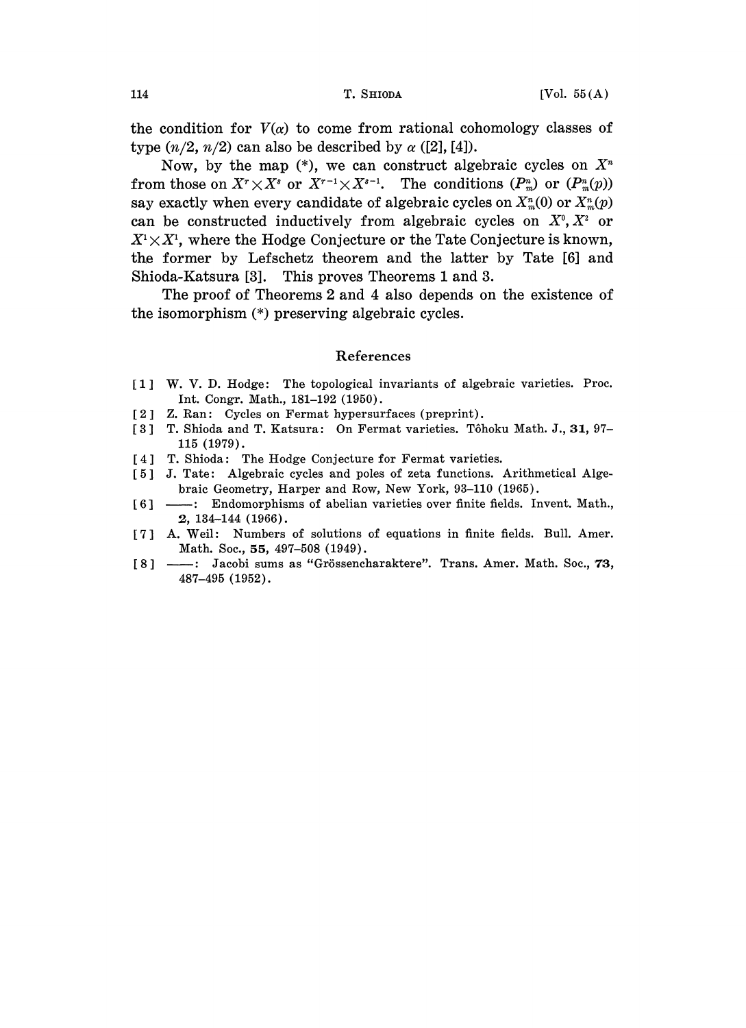the condition for $V(\alpha)$ to come from rational cohomology classes of type $(n/2, n/2)$ can also be described by $\alpha$ ([2], [4]).

Now, by the map (*), we can construct algebraic cycles on $X^n$ from those on $X^r \times X^s$ or $X^{r-1} \times X^{s-1}$. The conditions $(P_m^n)$ or $(P_m^n(p))$ say exactly when every candidate of algebraic cycles on $X_m^n(0)$ or $X_m^n(p)$ can be constructed inductively from algebraic cycles on $X^0, X^2$ or $X^1 \times X^1$, where the Hodge Conjecture or the Tate Conjecture is known, the former by Lefschetz theorem and the latter by Tate [6] and Shioda-Katsura [3]. This proves Theorems 1 and 3.

The proof of Theorems 2 and 4 also depends on the existence of the isomorphism (*) preserving algebraic cycles.

## References

[1] W. V. D. Hodge: The topological invariants of algebraic varieties. Proc. Int. Congr. Math., 181–192 (1950).

[2] Z. Ran: Cycles on Fermat hypersurfaces (preprint).

[3] T. Shioda and T. Katsura: On Fermat varieties. Tôhoku Math. J., **31**, 97–115 (1979).

[4] T. Shioda: The Hodge Conjecture for Fermat varieties.

[5] J. Tate: Algebraic cycles and poles of zeta functions. Arithmetical Algebraic Geometry, Harper and Row, New York, 93–110 (1965).

[6] ——: Endomorphisms of abelian varieties over finite fields. Invent. Math., **2**, 134–144 (1966).

[7] A. Weil: Numbers of solutions of equations in finite fields. Bull. Amer. Math. Soc., **55**, 497–508 (1949).

[8] ——: Jacobi sums as "Grössencharaktere". Trans. Amer. Math. Soc., **73**, 487–495 (1952).